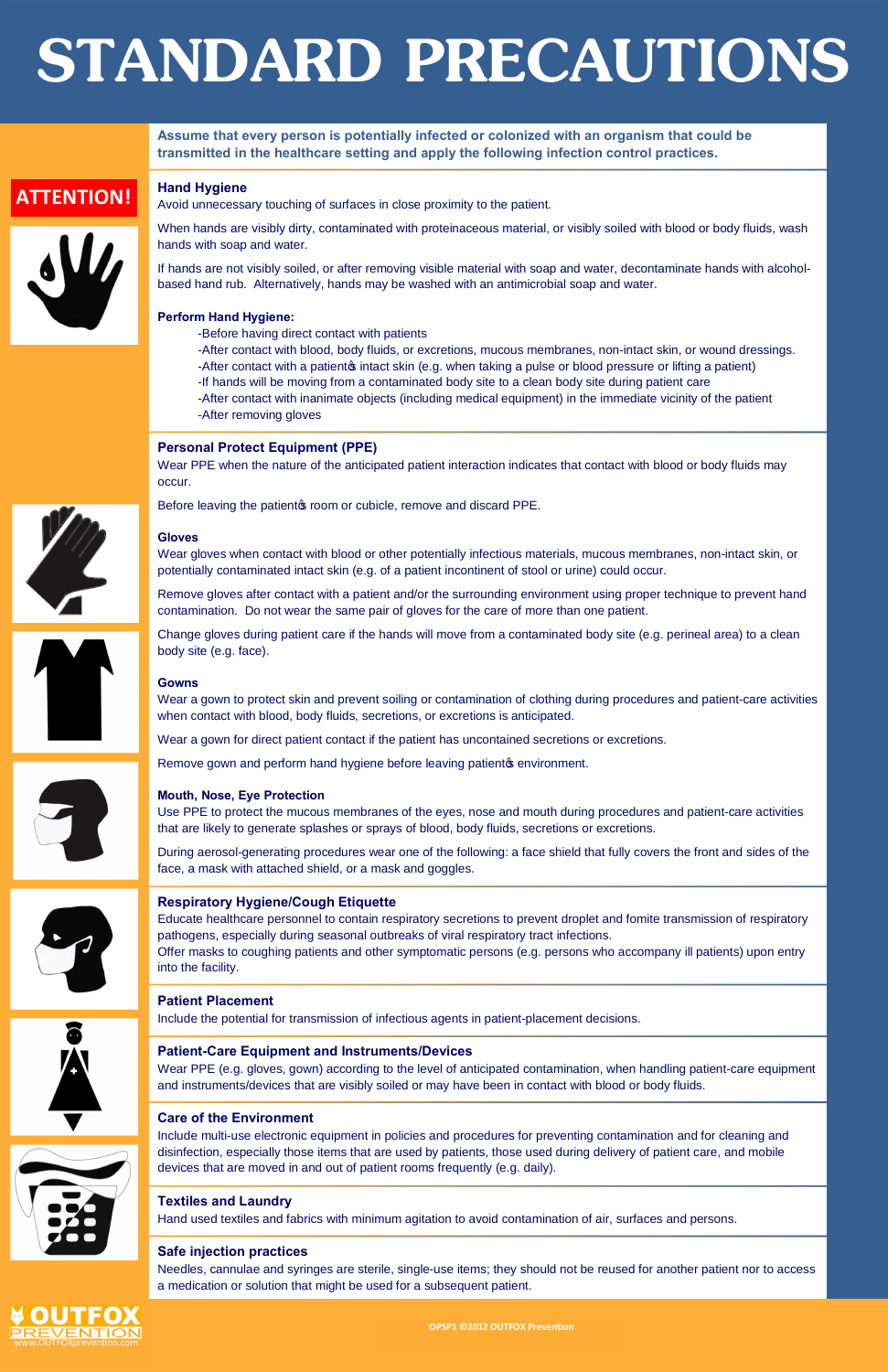# STANDARD PRECAUTIONS

**Assume that every person is potentially infected or colonized with an organism that could be transmitted in the healthcare setting and apply the following infection control practices.**

**ATTENTION!**

### Hand Hygiene

Avoid unnecessary touching of surfaces in close proximity to the patient.

When hands are visibly dirty, contaminated with proteinaceous material, or visibly soiled with blood or body fluids, wash hands with soap and water.

If hands are not visibly soiled, or after removing visible material with soap and water, decontaminate hands with alcohol-based hand rub. Alternatively, hands may be washed with an antimicrobial soap and water.

**Perform Hand Hygiene:**

- Before having direct contact with patients
- After contact with blood, body fluids, or excretions, mucous membranes, non-intact skin, or wound dressings.
- After contact with a patient's intact skin (e.g. when taking a pulse or blood pressure or lifting a patient)
- If hands will be moving from a contaminated body site to a clean body site during patient care
- After contact with inanimate objects (including medical equipment) in the immediate vicinity of the patient
- After removing gloves

### Personal Protect Equipment (PPE)

Wear PPE when the nature of the anticipated patient interaction indicates that contact with blood or body fluids may occur.

Before leaving the patient's room or cubicle, remove and discard PPE.

**Gloves**

Wear gloves when contact with blood or other potentially infectious materials, mucous membranes, non-intact skin, or potentially contaminated intact skin (e.g. of a patient incontinent of stool or urine) could occur.

Remove gloves after contact with a patient and/or the surrounding environment using proper technique to prevent hand contamination. Do not wear the same pair of gloves for the care of more than one patient.

Change gloves during patient care if the hands will move from a contaminated body site (e.g. perineal area) to a clean body site (e.g. face).

**Gowns**

Wear a gown to protect skin and prevent soiling or contamination of clothing during procedures and patient-care activities when contact with blood, body fluids, secretions, or excretions is anticipated.

Wear a gown for direct patient contact if the patient has uncontained secretions or excretions.

Remove gown and perform hand hygiene before leaving patient's environment.

**Mouth, Nose, Eye Protection**

Use PPE to protect the mucous membranes of the eyes, nose and mouth during procedures and patient-care activities that are likely to generate splashes or sprays of blood, body fluids, secretions or excretions.

During aerosol-generating procedures wear one of the following: a face shield that fully covers the front and sides of the face, a mask with attached shield, or a mask and goggles.

### Respiratory Hygiene/Cough Etiquette

Educate healthcare personnel to contain respiratory secretions to prevent droplet and fomite transmission of respiratory pathogens, especially during seasonal outbreaks of viral respiratory tract infections.
Offer masks to coughing patients and other symptomatic persons (e.g. persons who accompany ill patients) upon entry into the facility.

### Patient Placement

Include the potential for transmission of infectious agents in patient-placement decisions.

### Patient-Care Equipment and Instruments/Devices

Wear PPE (e.g. gloves, gown) according to the level of anticipated contamination, when handling patient-care equipment and instruments/devices that are visibly soiled or may have been in contact with blood or body fluids.

### Care of the Environment

Include multi-use electronic equipment in policies and procedures for preventing contamination and for cleaning and disinfection, especially those items that are used by patients, those used during delivery of patient care, and mobile devices that are moved in and out of patient rooms frequently (e.g. daily).

### Textiles and Laundry

Hand used textiles and fabrics with minimum agitation to avoid contamination of air, surfaces and persons.

### Safe injection practices

Needles, cannulae and syringes are sterile, single-use items; they should not be reused for another patient nor to access a medication or solution that might be used for a subsequent patient.

OUTFOX PREVENTION
www.OUTFOXprevention.com

OPSP1 ©2012 OUTFOX Prevention